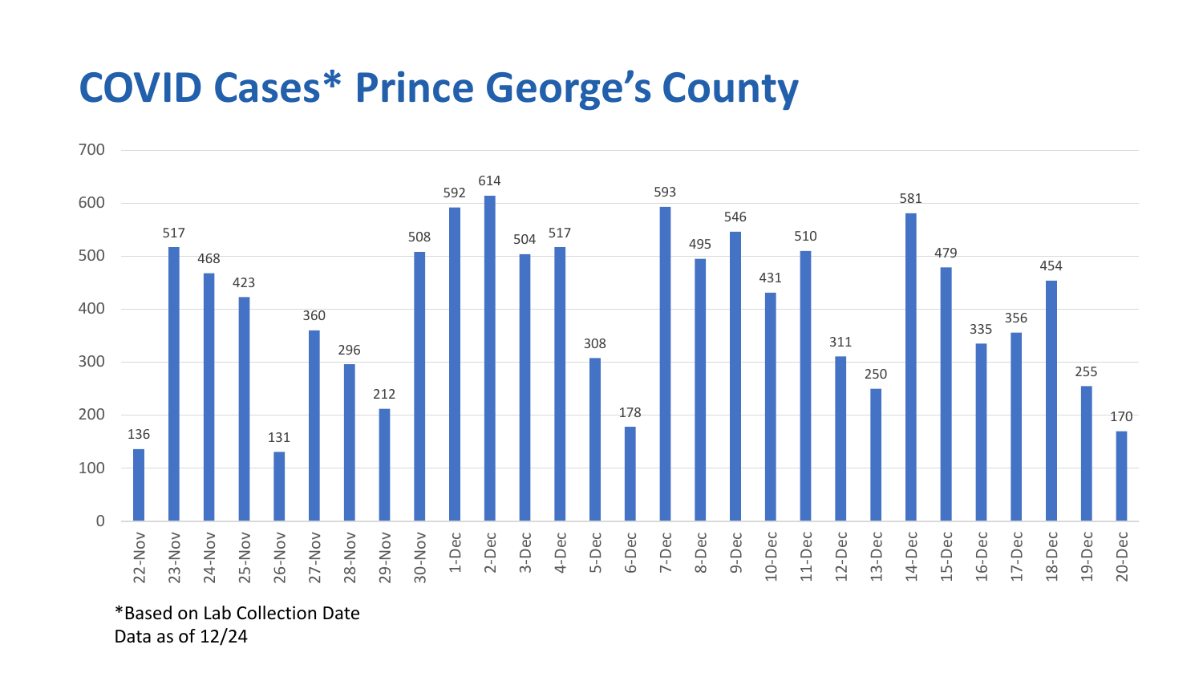# COVID Cases* Prince George's County

| Date | Cases |
|---|---|
| 22-Nov | 136 |
| 23-Nov | 517 |
| 24-Nov | 468 |
| 25-Nov | 423 |
| 26-Nov | 131 |
| 27-Nov | 360 |
| 28-Nov | 296 |
| 29-Nov | 212 |
| 30-Nov | 508 |
| 1-Dec | 592 |
| 2-Dec | 614 |
| 3-Dec | 504 |
| 4-Dec | 517 |
| 5-Dec | 308 |
| 6-Dec | 178 |
| 7-Dec | 593 |
| 8-Dec | 495 |
| 9-Dec | 546 |
| 10-Dec | 431 |
| 11-Dec | 510 |
| 12-Dec | 311 |
| 13-Dec | 250 |
| 14-Dec | 581 |
| 15-Dec | 479 |
| 16-Dec | 335 |
| 17-Dec | 356 |
| 18-Dec | 454 |
| 19-Dec | 255 |
| 20-Dec | 170 |

*Based on Lab Collection Date
Data as of 12/24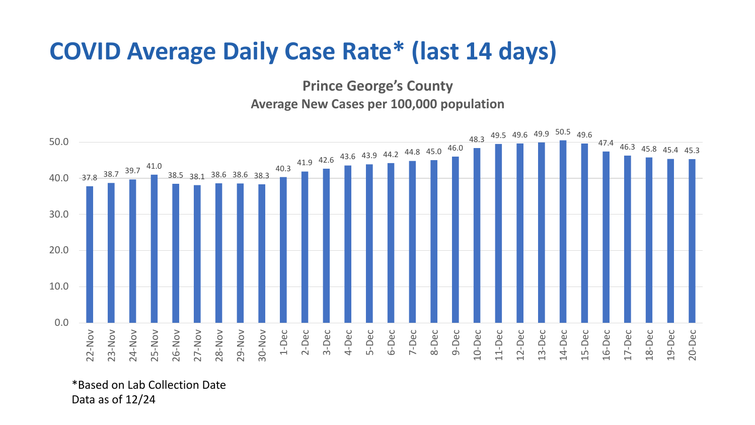# COVID Average Daily Case Rate* (last 14 days)

**Prince George's County**
**Average New Cases per 100,000 population**

| Date | Rate |
|---|---|
| 22-Nov | 37.8 |
| 23-Nov | 38.7 |
| 24-Nov | 39.7 |
| 25-Nov | 41.0 |
| 26-Nov | 38.5 |
| 27-Nov | 38.1 |
| 28-Nov | 38.6 |
| 29-Nov | 38.6 |
| 30-Nov | 38.3 |
| 1-Dec | 40.3 |
| 2-Dec | 41.9 |
| 3-Dec | 42.6 |
| 4-Dec | 43.6 |
| 5-Dec | 43.9 |
| 6-Dec | 44.2 |
| 7-Dec | 44.8 |
| 8-Dec | 45.0 |
| 9-Dec | 46.0 |
| 10-Dec | 48.3 |
| 11-Dec | 49.5 |
| 12-Dec | 49.6 |
| 13-Dec | 49.9 |
| 14-Dec | 50.5 |
| 15-Dec | 49.6 |
| 16-Dec | 47.4 |
| 17-Dec | 46.3 |
| 18-Dec | 45.8 |
| 19-Dec | 45.4 |
| 20-Dec | 45.3 |

*Based on Lab Collection Date
Data as of 12/24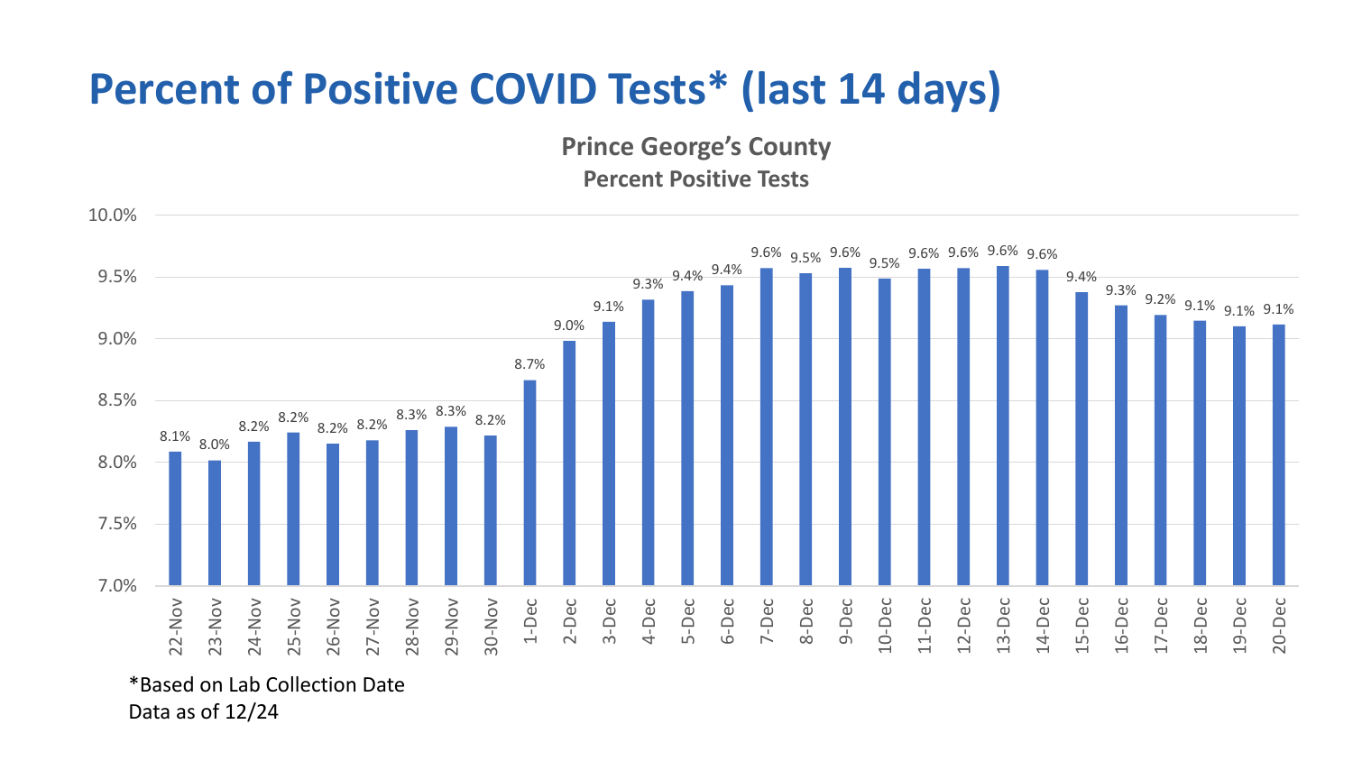# Percent of Positive COVID Tests* (last 14 days)

Prince George's County
Percent Positive Tests

10.0%
9.5%
9.0%
8.5%
8.0%
7.5%
7.0%

8.1% 8.0% 8.2% 8.2% 8.2% 8.2% 8.3% 8.3% 8.2% 8.7% 9.0% 9.1% 9.3% 9.4% 9.4% 9.6% 9.5% 9.6% 9.5% 9.6% 9.6% 9.6% 9.6% 9.4% 9.3% 9.2% 9.1% 9.1% 9.1%

22-Nov 23-Nov 24-Nov 25-Nov 26-Nov 27-Nov 28-Nov 29-Nov 30-Nov 1-Dec 2-Dec 3-Dec 4-Dec 5-Dec 6-Dec 7-Dec 8-Dec 9-Dec 10-Dec 11-Dec 12-Dec 13-Dec 14-Dec 15-Dec 16-Dec 17-Dec 18-Dec 19-Dec 20-Dec

*Based on Lab Collection Date
Data as of 12/24